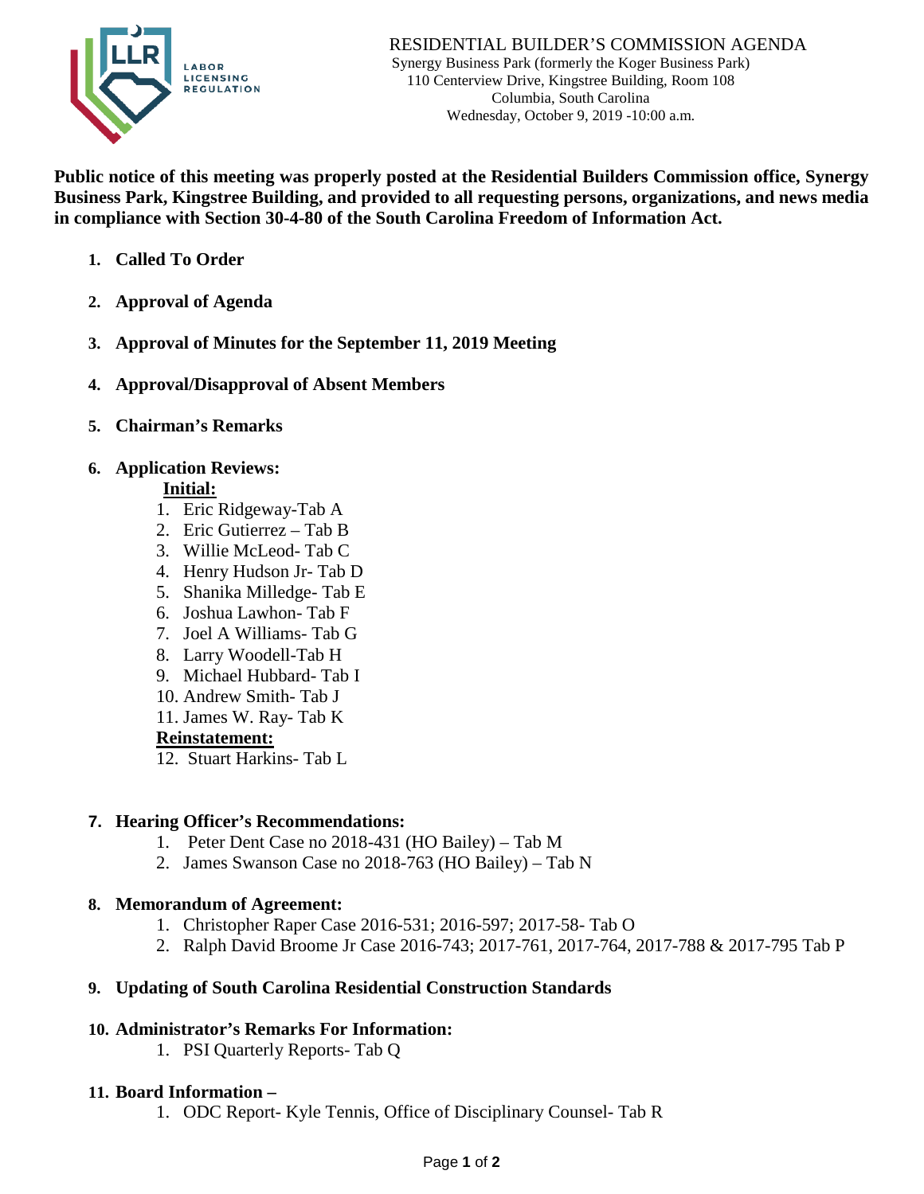LABOR LICENSING REGULATION

# RESIDENTIAL BUILDER'S COMMISSION AGENDA

Synergy Business Park (formerly the Koger Business Park)
110 Centerview Drive, Kingstree Building, Room 108
Columbia, South Carolina
Wednesday, October 9, 2019 -10:00 a.m.

**Public notice of this meeting was properly posted at the Residential Builders Commission office, Synergy Business Park, Kingstree Building, and provided to all requesting persons, organizations, and news media in compliance with Section 30-4-80 of the South Carolina Freedom of Information Act.**

1. **Called To Order**

2. **Approval of Agenda**

3. **Approval of Minutes for the September 11, 2019 Meeting**

4. **Approval/Disapproval of Absent Members**

5. **Chairman's Remarks**

6. **Application Reviews:**

   **Initial:**
   1. Eric Ridgeway-Tab A
   2. Eric Gutierrez – Tab B
   3. Willie McLeod- Tab C
   4. Henry Hudson Jr- Tab D
   5. Shanika Milledge- Tab E
   6. Joshua Lawhon- Tab F
   7. Joel A Williams- Tab G
   8. Larry Woodell-Tab H
   9. Michael Hubbard- Tab I
   10. Andrew Smith- Tab J
   11. James W. Ray- Tab K

   **Reinstatement:**
   12. Stuart Harkins- Tab L

7. **Hearing Officer's Recommendations:**
   1. Peter Dent Case no 2018-431 (HO Bailey) – Tab M
   2. James Swanson Case no 2018-763 (HO Bailey) – Tab N

8. **Memorandum of Agreement:**
   1. Christopher Raper Case 2016-531; 2016-597; 2017-58- Tab O
   2. Ralph David Broome Jr Case 2016-743; 2017-761, 2017-764, 2017-788 & 2017-795 Tab P

9. **Updating of South Carolina Residential Construction Standards**

10. **Administrator's Remarks For Information:**
    1. PSI Quarterly Reports- Tab Q

11. **Board Information –**
    1. ODC Report- Kyle Tennis, Office of Disciplinary Counsel- Tab R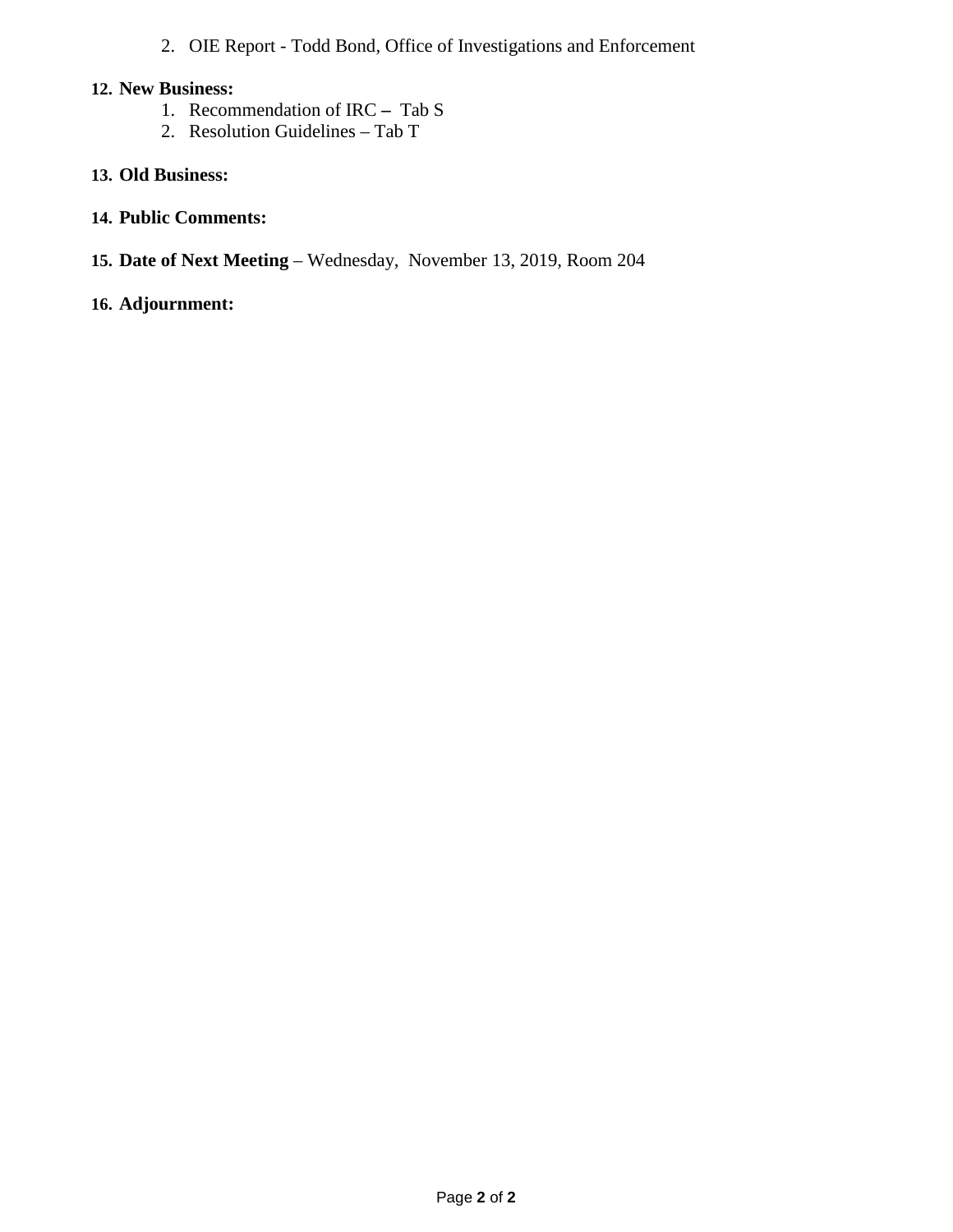2. OIE Report - Todd Bond, Office of Investigations and Enforcement

**12. New Business:**

1. Recommendation of IRC – Tab S
2. Resolution Guidelines – Tab T

**13. Old Business:**

**14. Public Comments:**

**15. Date of Next Meeting** – Wednesday, November 13, 2019, Room 204

**16. Adjournment:**